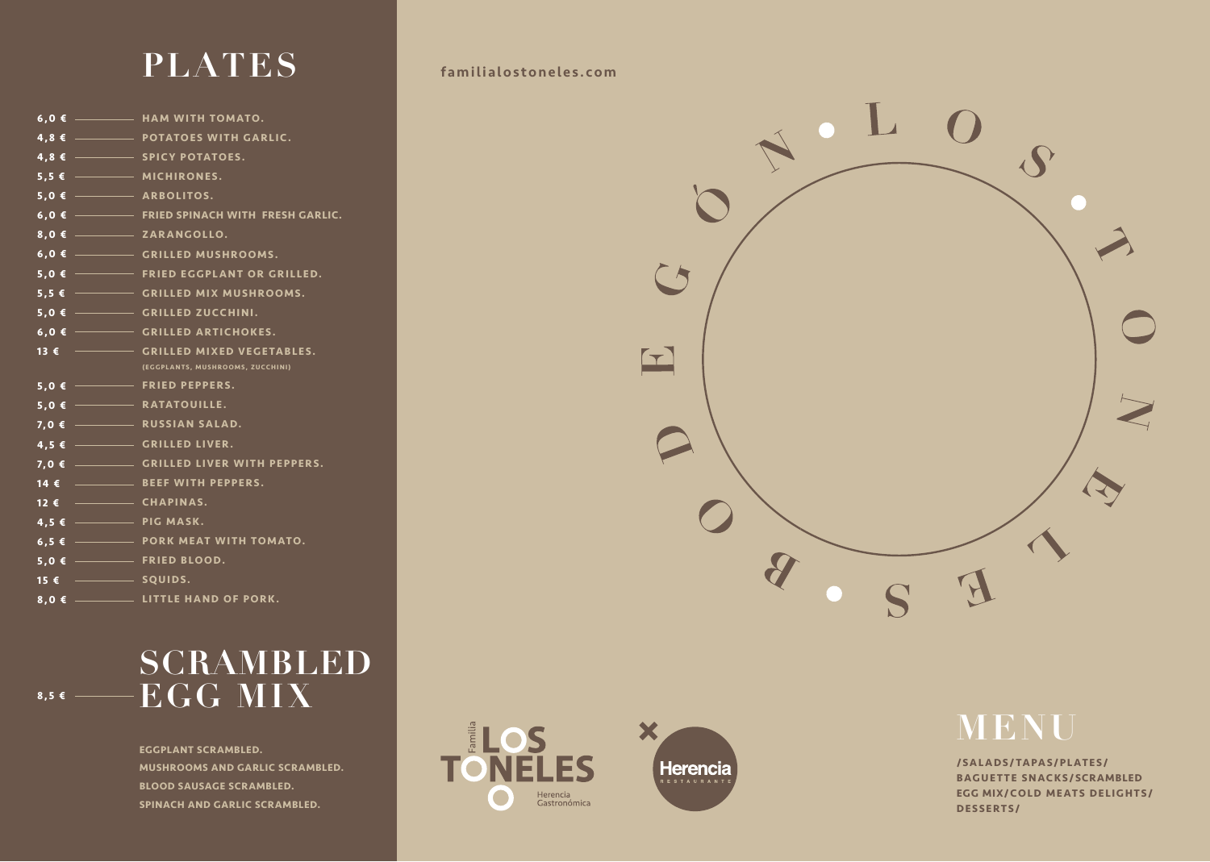# PLATES

| Price | Dish |
|---|---|
| 6,0 € | HAM WITH TOMATO. |
| 4,8 € | POTATOES WITH GARLIC. |
| 4,8 € | SPICY POTATOES. |
| 5,5 € | MICHIRONES. |
| 5,0 € | ARBOLITOS. |
| 6,0 € | FRIED SPINACH WITH FRESH GARLIC. |
| 8,0 € | ZARANGOLLO. |
| 6,0 € | GRILLED MUSHROOMS. |
| 5,0 € | FRIED EGGPLANT OR GRILLED. |
| 5,5 € | GRILLED MIX MUSHROOMS. |
| 5,0 € | GRILLED ZUCCHINI. |
| 6,0 € | GRILLED ARTICHOKES. |
| 13 € | GRILLED MIXED VEGETABLES. (EGGPLANTS, MUSHROOMS, ZUCCHINI) |
| 5,0 € | FRIED PEPPERS. |
| 5,0 € | RATATOUILLE. |
| 7,0 € | RUSSIAN SALAD. |
| 4,5 € | GRILLED LIVER. |
| 7,0 € | GRILLED LIVER WITH PEPPERS. |
| 14 € | BEEF WITH PEPPERS. |
| 12 € | CHAPINAS. |
| 4,5 € | PIG MASK. |
| 6,5 € | PORK MEAT WITH TOMATO. |
| 5,0 € | FRIED BLOOD. |
| 15 € | SQUIDS. |
| 8,0 € | LITTLE HAND OF PORK. |

# SCRAMBLED EGG MIX

8,5 €

EGGPLANT SCRAMBLED.
MUSHROOMS AND GARLIC SCRAMBLED.
BLOOD SAUSAGE SCRAMBLED.
SPINACH AND GARLIC SCRAMBLED.

familialostoneles.com

BODEGÓN · LOS · TONELES ·

Familia LOS TONELES Herencia Gastronómica × Herencia RESTAURANTE

# MENU

/SALADS/TAPAS/PLATES/ BAGUETTE SNACKS/SCRAMBLED EGG MIX/COLD MEATS DELIGHTS/ DESSERTS/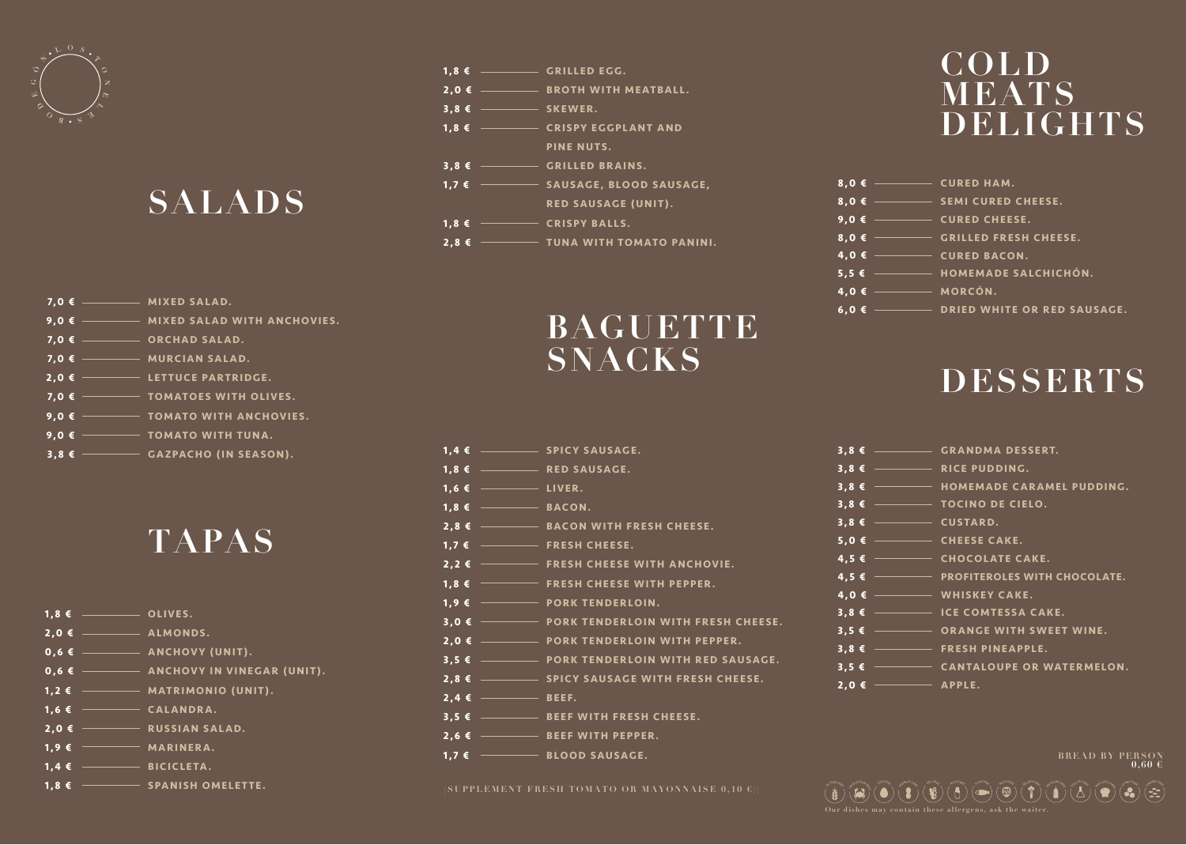BODEGÓN · LOS TONELES ·

# SALADS

| | |
|---|---|
| 7,0 € | MIXED SALAD. |
| 9,0 € | MIXED SALAD WITH ANCHOVIES. |
| 7,0 € | ORCHAD SALAD. |
| 7,0 € | MURCIAN SALAD. |
| 2,0 € | LETTUCE PARTRIDGE. |
| 7,0 € | TOMATOES WITH OLIVES. |
| 9,0 € | TOMATO WITH ANCHOVIES. |
| 9,0 € | TOMATO WITH TUNA. |
| 3,8 € | GAZPACHO (IN SEASON). |

# TAPAS

| | |
|---|---|
| 1,8 € | OLIVES. |
| 2,0 € | ALMONDS. |
| 0,6 € | ANCHOVY (UNIT). |
| 0,6 € | ANCHOVY IN VINEGAR (UNIT). |
| 1,2 € | MATRIMONIO (UNIT). |
| 1,6 € | CALANDRA. |
| 2,0 € | RUSSIAN SALAD. |
| 1,9 € | MARINERA. |
| 1,4 € | BICICLETA. |
| 1,8 € | SPANISH OMELETTE. |
| 1,8 € | GRILLED EGG. |
| 2,0 € | BROTH WITH MEATBALL. |
| 3,8 € | SKEWER. |
| 1,8 € | CRISPY EGGPLANT AND PINE NUTS. |
| 3,8 € | GRILLED BRAINS. |
| 1,7 € | SAUSAGE, BLOOD SAUSAGE, RED SAUSAGE (UNIT). |
| 1,8 € | CRISPY BALLS. |
| 2,8 € | TUNA WITH TOMATO PANINI. |

# BAGUETTE SNACKS

| | |
|---|---|
| 1,4 € | SPICY SAUSAGE. |
| 1,8 € | RED SAUSAGE. |
| 1,6 € | LIVER. |
| 1,8 € | BACON. |
| 2,8 € | BACON WITH FRESH CHEESE. |
| 1,7 € | FRESH CHEESE. |
| 2,2 € | FRESH CHEESE WITH ANCHOVIE. |
| 1,8 € | FRESH CHEESE WITH PEPPER. |
| 1,9 € | PORK TENDERLOIN. |
| 3,0 € | PORK TENDERLOIN WITH FRESH CHEESE. |
| 2,0 € | PORK TENDERLOIN WITH PEPPER. |
| 3,5 € | PORK TENDERLOIN WITH RED SAUSAGE. |
| 2,8 € | SPICY SAUSAGE WITH FRESH CHEESE. |
| 2,4 € | BEEF. |
| 3,5 € | BEEF WITH FRESH CHEESE. |
| 2,6 € | BEEF WITH PEPPER. |
| 1,7 € | BLOOD SAUSAGE. |

(SUPPLEMENT FRESH TOMATO OR MAYONNAISE 0,10 €)

# COLD MEATS DELIGHTS

| | |
|---|---|
| 8,0 € | CURED HAM. |
| 8,0 € | SEMI CURED CHEESE. |
| 9,0 € | CURED CHEESE. |
| 8,0 € | GRILLED FRESH CHEESE. |
| 4,0 € | CURED BACON. |
| 5,5 € | HOMEMADE SALCHICHÓN. |
| 4,0 € | MORCÓN. |
| 6,0 € | DRIED WHITE OR RED SAUSAGE. |

# DESSERTS

| | |
|---|---|
| 3,8 € | GRANDMA DESSERT. |
| 3,8 € | RICE PUDDING. |
| 3,8 € | HOMEMADE CARAMEL PUDDING. |
| 3,8 € | TOCINO DE CIELO. |
| 3,8 € | CUSTARD. |
| 5,0 € | CHEESE CAKE. |
| 4,5 € | CHOCOLATE CAKE. |
| 4,5 € | PROFITEROLES WITH CHOCOLATE. |
| 4,0 € | WHISKEY CAKE. |
| 3,8 € | ICE COMTESSA CAKE. |
| 3,5 € | ORANGE WITH SWEET WINE. |
| 3,8 € | FRESH PINEAPPLE. |
| 3,5 € | CANTALOUPE OR WATERMELON. |
| 2,0 € | APPLE. |

BREAD BY PERSON 0,60 €

Our dishes may contain these allergens, ask the waiter.